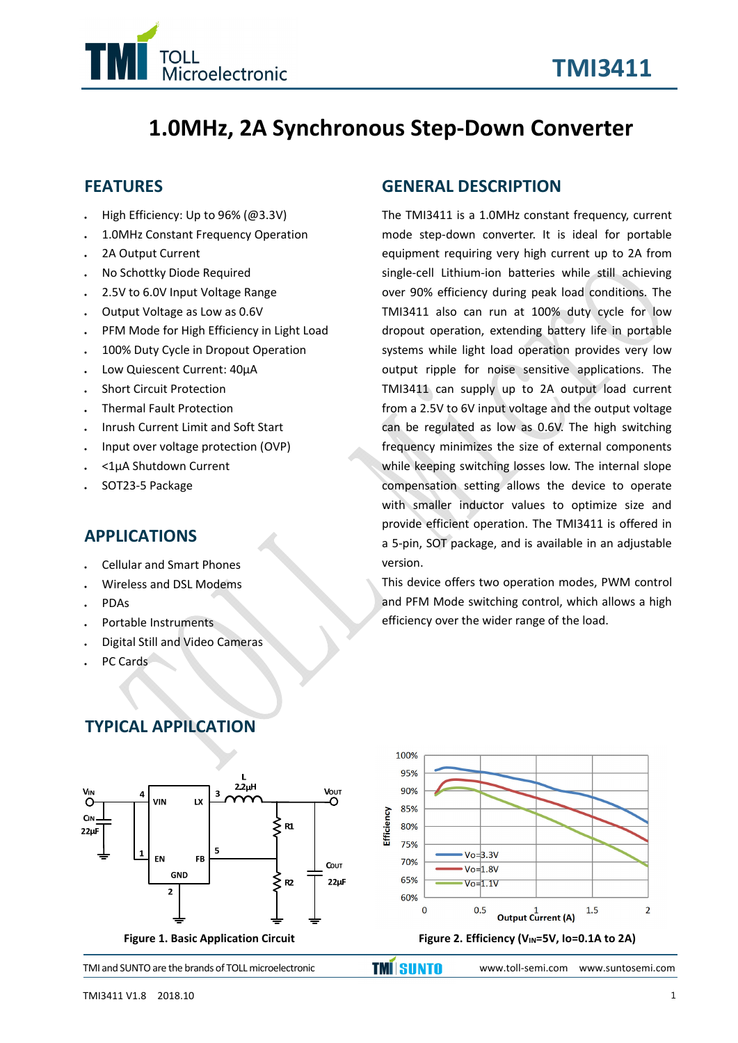# 1.0MHz, 2A Synchronous Step-Down Converter

## FEATURES

- High Efficiency: Up to 96% (@3.3V)
- 1.0MHz Constant Frequency Operation
- 2A Output Current
- No Schottky Diode Required
- 2.5V to 6.0V Input Voltage Range
- Output Voltage as Low as 0.6V
- PFM Mode for High Efficiency in Light Load
- 100% Duty Cycle in Dropout Operation
- Low Quiescent Current: 40μA
- Short Circuit Protection
- Thermal Fault Protection
- Inrush Current Limit and Soft Start
- Input over voltage protection (OVP)
- <1μA Shutdown Current
- SOT23-5 Package

## APPLICATIONS

- Cellular and Smart Phones
- Wireless and DSL Modems
- PDAs
- Portable Instruments
- Digital Still and Video Cameras
- PC Cards

## GENERAL DESCRIPTION

The TMI3411 is a 1.0MHz constant frequency, current mode step-down converter. It is ideal for portable equipment requiring very high current up to 2A from single-cell Lithium-ion batteries while still achieving over 90% efficiency during peak load conditions. The TMI3411 also can run at 100% duty cycle for low dropout operation, extending battery life in portable systems while light load operation provides very low output ripple for noise sensitive applications. The TMI3411 can supply up to 2A output load current from a 2.5V to 6V input voltage and the output voltage can be regulated as low as 0.6V. The high switching frequency minimizes the size of external components while keeping switching losses low. The internal slope compensation setting allows the device to operate with smaller inductor values to optimize size and provide efficient operation. The TMI3411 is offered in a 5-pin, SOT package, and is available in an adjustable version.

This device offers two operation modes, PWM control and PFM Mode switching control, which allows a high efficiency over the wider range of the load.

## TYPICAL APPILCATION

Figure 1. Basic Application Circuit

Figure 2. Efficiency ($V_{IN}$=5V, Io=0.1A to 2A)

TMI and SUNTO are the brands of TOLL microelectronic www.toll-semi.com www.suntosemi.com

TMI3411 V1.8 2018.10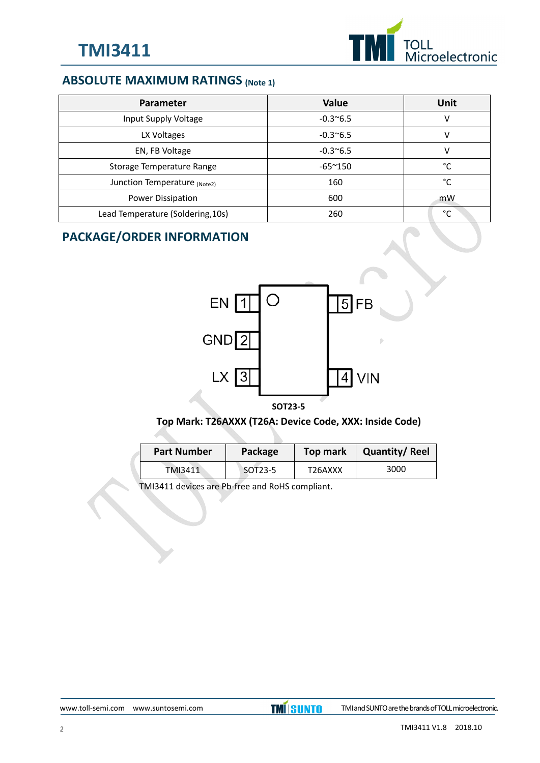## ABSOLUTE MAXIMUM RATINGS (Note 1)

| Parameter | Value | Unit |
|---|---|---|
| Input Supply Voltage | -0.3~6.5 | V |
| LX Voltages | -0.3~6.5 | V |
| EN, FB Voltage | -0.3~6.5 | V |
| Storage Temperature Range | -65~150 | °C |
| Junction Temperature (Note2) | 160 | °C |
| Power Dissipation | 600 | mW |
| Lead Temperature (Soldering,10s) | 260 | °C |

## PACKAGE/ORDER INFORMATION

EN 1 | 5 FB
GND 2 |
LX 3 | 4 VIN

**SOT23-5**

**Top Mark: T26AXXX (T26A: Device Code, XXX: Inside Code)**

| Part Number | Package | Top mark | Quantity/ Reel |
|---|---|---|---|
| TMI3411 | SOT23-5 | T26AXXX | 3000 |

TMI3411 devices are Pb-free and RoHS compliant.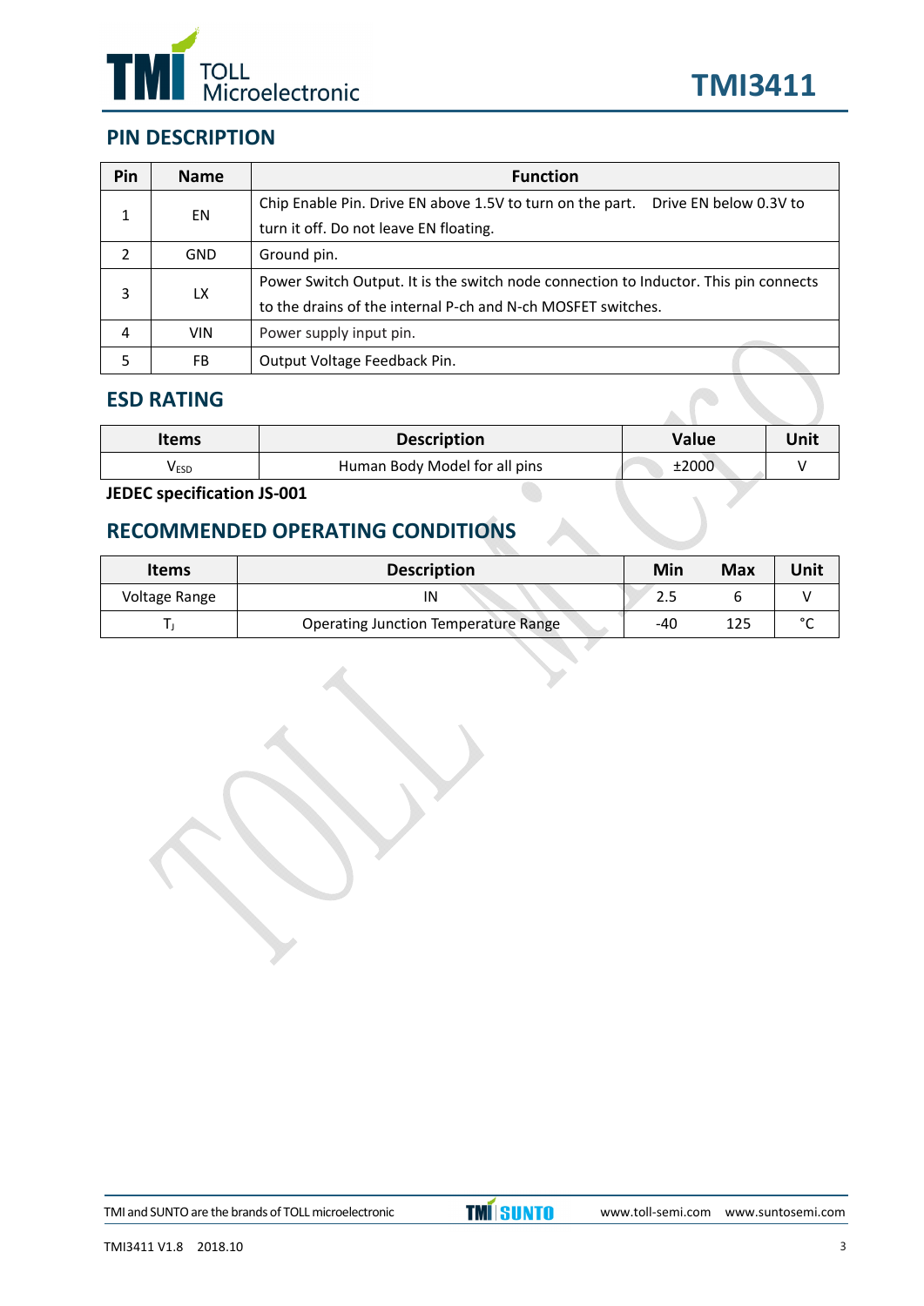## PIN DESCRIPTION

| Pin | Name | Function |
|---|---|---|
| 1 | EN | Chip Enable Pin. Drive EN above 1.5V to turn on the part. Drive EN below 0.3V to turn it off. Do not leave EN floating. |
| 2 | GND | Ground pin. |
| 3 | LX | Power Switch Output. It is the switch node connection to Inductor. This pin connects to the drains of the internal P-ch and N-ch MOSFET switches. |
| 4 | VIN | Power supply input pin. |
| 5 | FB | Output Voltage Feedback Pin. |

## ESD RATING

| Items | Description | Value | Unit |
|---|---|---|---|
| $V_{ESD}$ | Human Body Model for all pins | ±2000 | V |

**JEDEC specification JS-001**

## RECOMMENDED OPERATING CONDITIONS

| Items | Description | Min | Max | Unit |
|---|---|---|---|---|
| Voltage Range | IN | 2.5 | 6 | V |
| $T_J$ | Operating Junction Temperature Range | -40 | 125 | °C |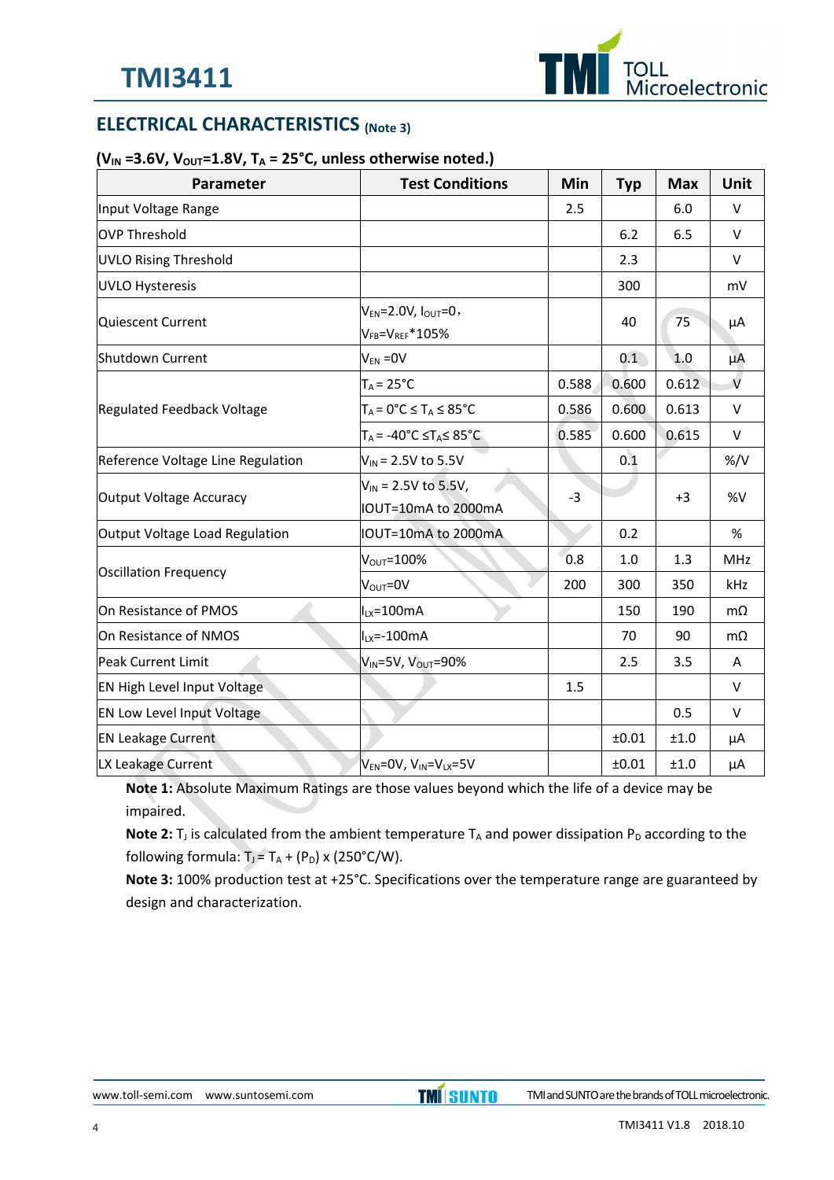## ELECTRICAL CHARACTERISTICS (Note 3)

**($V_{IN}$ =3.6V, $V_{OUT}$=1.8V, $T_A$ = 25°C, unless otherwise noted.)**

| Parameter | Test Conditions | Min | Typ | Max | Unit |
|---|---|---|---|---|---|
| Input Voltage Range | | 2.5 | | 6.0 | V |
| OVP Threshold | | | 6.2 | 6.5 | V |
| UVLO Rising Threshold | | | 2.3 | | V |
| UVLO Hysteresis | | | 300 | | mV |
| Quiescent Current | $V_{EN}$=2.0V, $I_{OUT}$=0, $V_{FB}$=$V_{REF}$*105% | | 40 | 75 | µA |
| Shutdown Current | $V_{EN}$ =0V | | 0.1 | 1.0 | µA |
| Regulated Feedback Voltage | $T_A$ = 25°C | 0.588 | 0.600 | 0.612 | V |
| | $T_A$ = 0°C ≤ $T_A$ ≤ 85°C | 0.586 | 0.600 | 0.613 | V |
| | $T_A$ = -40°C ≤$T_A$≤ 85°C | 0.585 | 0.600 | 0.615 | V |
| Reference Voltage Line Regulation | $V_{IN}$ = 2.5V to 5.5V | | 0.1 | | %/V |
| Output Voltage Accuracy | $V_{IN}$ = 2.5V to 5.5V, IOUT=10mA to 2000mA | -3 | | +3 | %V |
| Output Voltage Load Regulation | IOUT=10mA to 2000mA | | 0.2 | | % |
| Oscillation Frequency | $V_{OUT}$=100% | 0.8 | 1.0 | 1.3 | MHz |
| | $V_{OUT}$=0V | 200 | 300 | 350 | kHz |
| On Resistance of PMOS | $I_{LX}$=100mA | | 150 | 190 | mΩ |
| On Resistance of NMOS | $I_{LX}$=-100mA | | 70 | 90 | mΩ |
| Peak Current Limit | $V_{IN}$=5V, $V_{OUT}$=90% | | 2.5 | 3.5 | A |
| EN High Level Input Voltage | | 1.5 | | | V |
| EN Low Level Input Voltage | | | | 0.5 | V |
| EN Leakage Current | | | ±0.01 | ±1.0 | µA |
| LX Leakage Current | $V_{EN}$=0V, $V_{IN}$=$V_{LX}$=5V | | ±0.01 | ±1.0 | µA |

**Note 1:** Absolute Maximum Ratings are those values beyond which the life of a device may be impaired.

**Note 2:** $T_J$ is calculated from the ambient temperature $T_A$ and power dissipation $P_D$ according to the following formula: $T_J = T_A + (P_D) \times (250°C/W)$.

**Note 3:** 100% production test at +25°C. Specifications over the temperature range are guaranteed by design and characterization.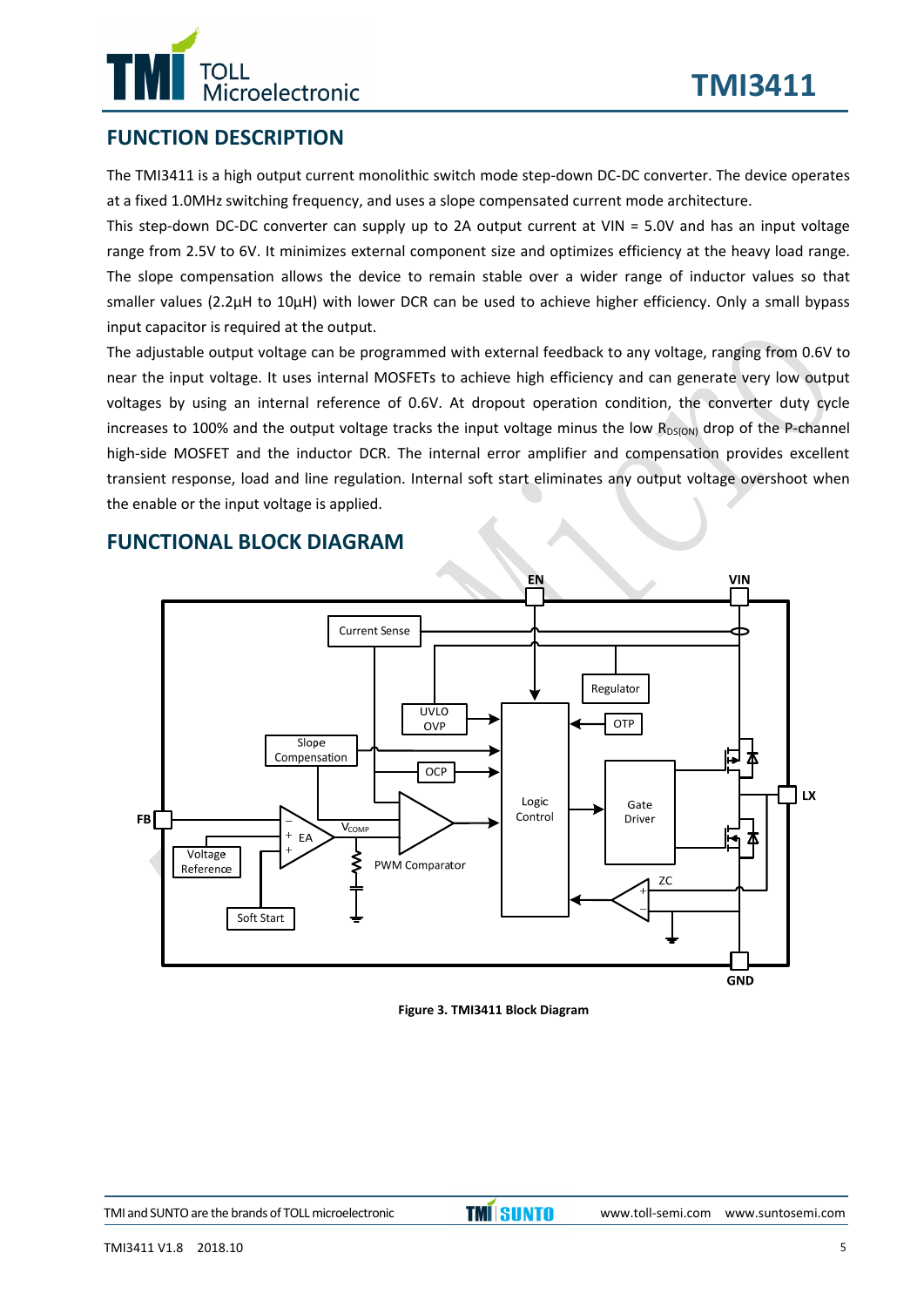## FUNCTION DESCRIPTION

The TMI3411 is a high output current monolithic switch mode step-down DC-DC converter. The device operates at a fixed 1.0MHz switching frequency, and uses a slope compensated current mode architecture.

This step-down DC-DC converter can supply up to 2A output current at VIN = 5.0V and has an input voltage range from 2.5V to 6V. It minimizes external component size and optimizes efficiency at the heavy load range. The slope compensation allows the device to remain stable over a wider range of inductor values so that smaller values (2.2µH to 10µH) with lower DCR can be used to achieve higher efficiency. Only a small bypass input capacitor is required at the output.

The adjustable output voltage can be programmed with external feedback to any voltage, ranging from 0.6V to near the input voltage. It uses internal MOSFETs to achieve high efficiency and can generate very low output voltages by using an internal reference of 0.6V. At dropout operation condition, the converter duty cycle increases to 100% and the output voltage tracks the input voltage minus the low $R_{DS(ON)}$ drop of the P-channel high-side MOSFET and the inductor DCR. The internal error amplifier and compensation provides excellent transient response, load and line regulation. Internal soft start eliminates any output voltage overshoot when the enable or the input voltage is applied.

## FUNCTIONAL BLOCK DIAGRAM

Figure 3. TMI3411 Block Diagram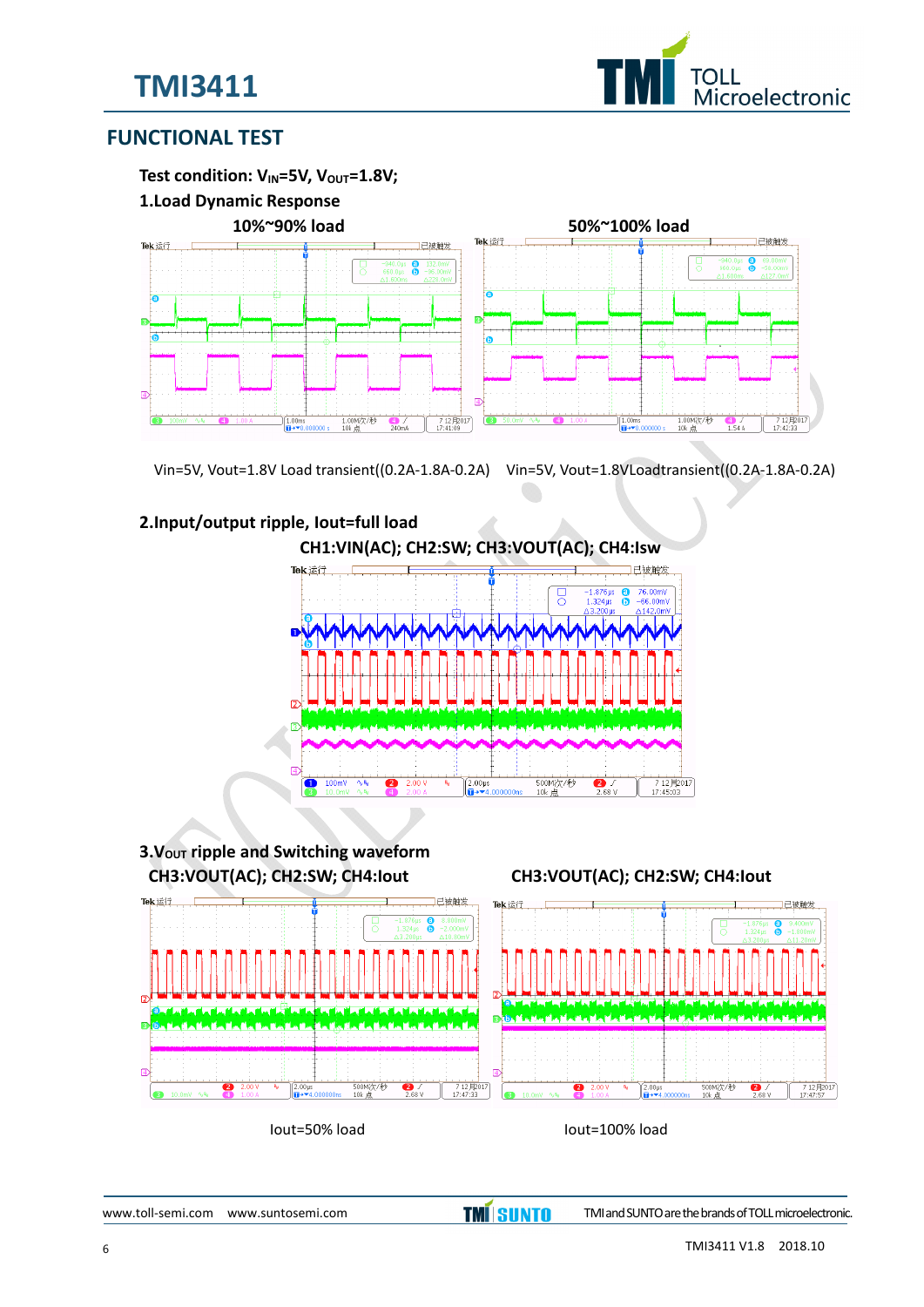# FUNCTIONAL TEST

**Test condition: $V_{IN}$=5V, $V_{OUT}$=1.8V;**

**1.Load Dynamic Response**

**10%~90% load** | **50%~100% load**

Vin=5V, Vout=1.8V Load transient((0.2A-1.8A-0.2A)    Vin=5V, Vout=1.8VLoadtransient((0.2A-1.8A-0.2A)

**2.Input/output ripple, Iout=full load**

**CH1:VIN(AC); CH2:SW; CH3:VOUT(AC); CH4:Isw**

**3.$V_{OUT}$ ripple and Switching waveform**

**CH3:VOUT(AC); CH2:SW; CH4:Iout**    **CH3:VOUT(AC); CH2:SW; CH4:Iout**

Iout=50% load    Iout=100% load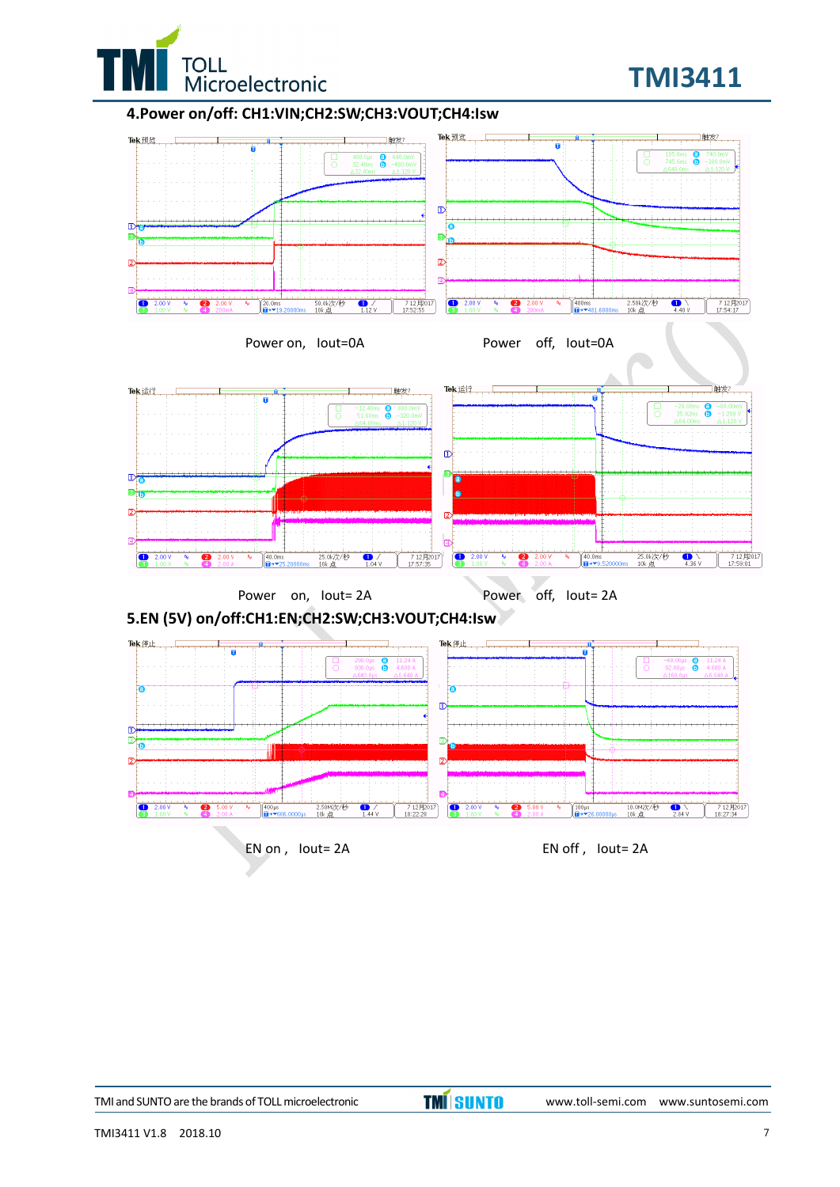## 4.Power on/off: CH1:VIN;CH2:SW;CH3:VOUT;CH4:Isw

Power on, Iout=0A

Power off, Iout=0A

Power on, Iout= 2A

Power off, Iout= 2A

## 5.EN (5V) on/off:CH1:EN;CH2:SW;CH3:VOUT;CH4:Isw

EN on , Iout= 2A

EN off , Iout= 2A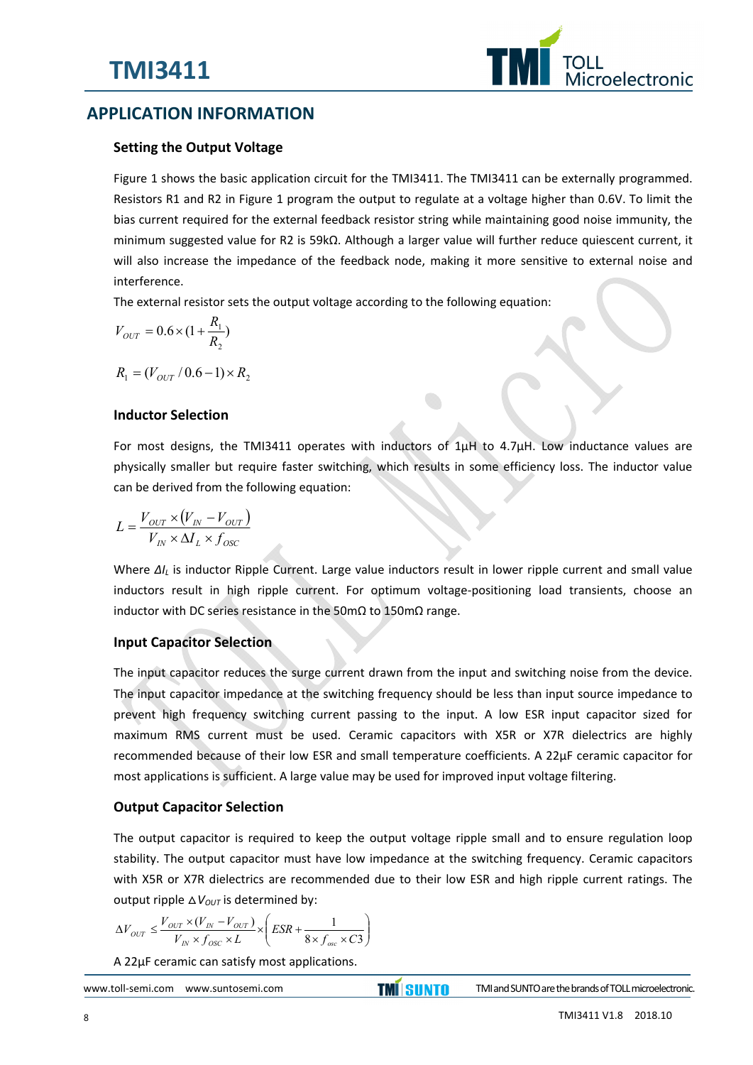## APPLICATION INFORMATION

### Setting the Output Voltage

Figure 1 shows the basic application circuit for the TMI3411. The TMI3411 can be externally programmed. Resistors R1 and R2 in Figure 1 program the output to regulate at a voltage higher than 0.6V. To limit the bias current required for the external feedback resistor string while maintaining good noise immunity, the minimum suggested value for R2 is 59kΩ. Although a larger value will further reduce quiescent current, it will also increase the impedance of the feedback node, making it more sensitive to external noise and interference.

The external resistor sets the output voltage according to the following equation:

$$V_{OUT} = 0.6 \times (1 + \frac{R_1}{R_2})$$

$$R_1 = (V_{OUT} / 0.6 - 1) \times R_2$$

### Inductor Selection

For most designs, the TMI3411 operates with inductors of 1μH to 4.7μH. Low inductance values are physically smaller but require faster switching, which results in some efficiency loss. The inductor value can be derived from the following equation:

$$L = \frac{V_{OUT} \times (V_{IN} - V_{OUT})}{V_{IN} \times \Delta I_L \times f_{OSC}}$$

Where $\Delta I_L$ is inductor Ripple Current. Large value inductors result in lower ripple current and small value inductors result in high ripple current. For optimum voltage-positioning load transients, choose an inductor with DC series resistance in the 50mΩ to 150mΩ range.

### Input Capacitor Selection

The input capacitor reduces the surge current drawn from the input and switching noise from the device. The input capacitor impedance at the switching frequency should be less than input source impedance to prevent high frequency switching current passing to the input. A low ESR input capacitor sized for maximum RMS current must be used. Ceramic capacitors with X5R or X7R dielectrics are highly recommended because of their low ESR and small temperature coefficients. A 22µF ceramic capacitor for most applications is sufficient. A large value may be used for improved input voltage filtering.

### Output Capacitor Selection

The output capacitor is required to keep the output voltage ripple small and to ensure regulation loop stability. The output capacitor must have low impedance at the switching frequency. Ceramic capacitors with X5R or X7R dielectrics are recommended due to their low ESR and high ripple current ratings. The output ripple $\Delta V_{OUT}$ is determined by:

$$\Delta V_{OUT} \leq \frac{V_{OUT} \times (V_{IN} - V_{OUT})}{V_{IN} \times f_{OSC} \times L} \times \left( ESR + \frac{1}{8 \times f_{osc} \times C3} \right)$$

A 22µF ceramic can satisfy most applications.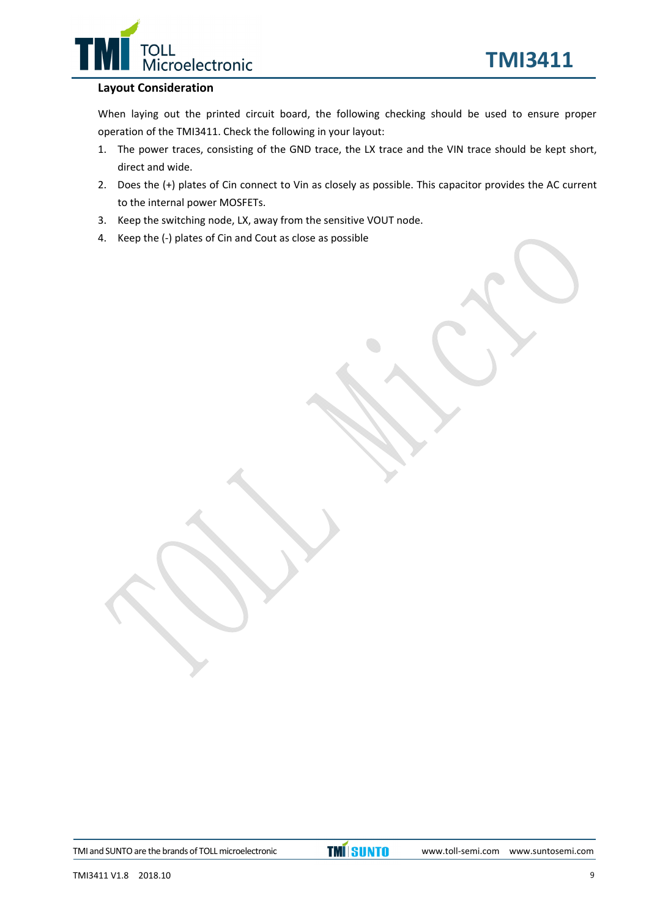## Layout Consideration

When laying out the printed circuit board, the following checking should be used to ensure proper operation of the TMI3411. Check the following in your layout:

1. The power traces, consisting of the GND trace, the LX trace and the VIN trace should be kept short, direct and wide.
2. Does the (+) plates of Cin connect to Vin as closely as possible. This capacitor provides the AC current to the internal power MOSFETs.
3. Keep the switching node, LX, away from the sensitive VOUT node.
4. Keep the (-) plates of Cin and Cout as close as possible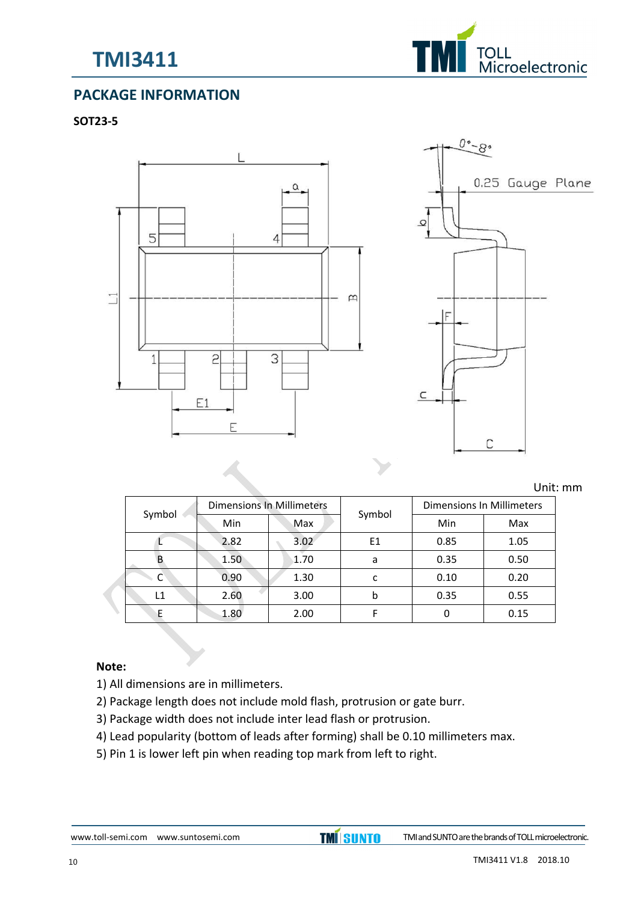## PACKAGE INFORMATION

**SOT23-5**

Unit: mm

| Symbol | Dimensions In Millimeters | | Symbol | Dimensions In Millimeters | |
|---|---|---|---|---|---|
| | Min | Max | | Min | Max |
| L | 2.82 | 3.02 | E1 | 0.85 | 1.05 |
| B | 1.50 | 1.70 | a | 0.35 | 0.50 |
| C | 0.90 | 1.30 | c | 0.10 | 0.20 |
| L1 | 2.60 | 3.00 | b | 0.35 | 0.55 |
| E | 1.80 | 2.00 | F | 0 | 0.15 |

**Note:**

1) All dimensions are in millimeters.
2) Package length does not include mold flash, protrusion or gate burr.
3) Package width does not include inter lead flash or protrusion.
4) Lead popularity (bottom of leads after forming) shall be 0.10 millimeters max.
5) Pin 1 is lower left pin when reading top mark from left to right.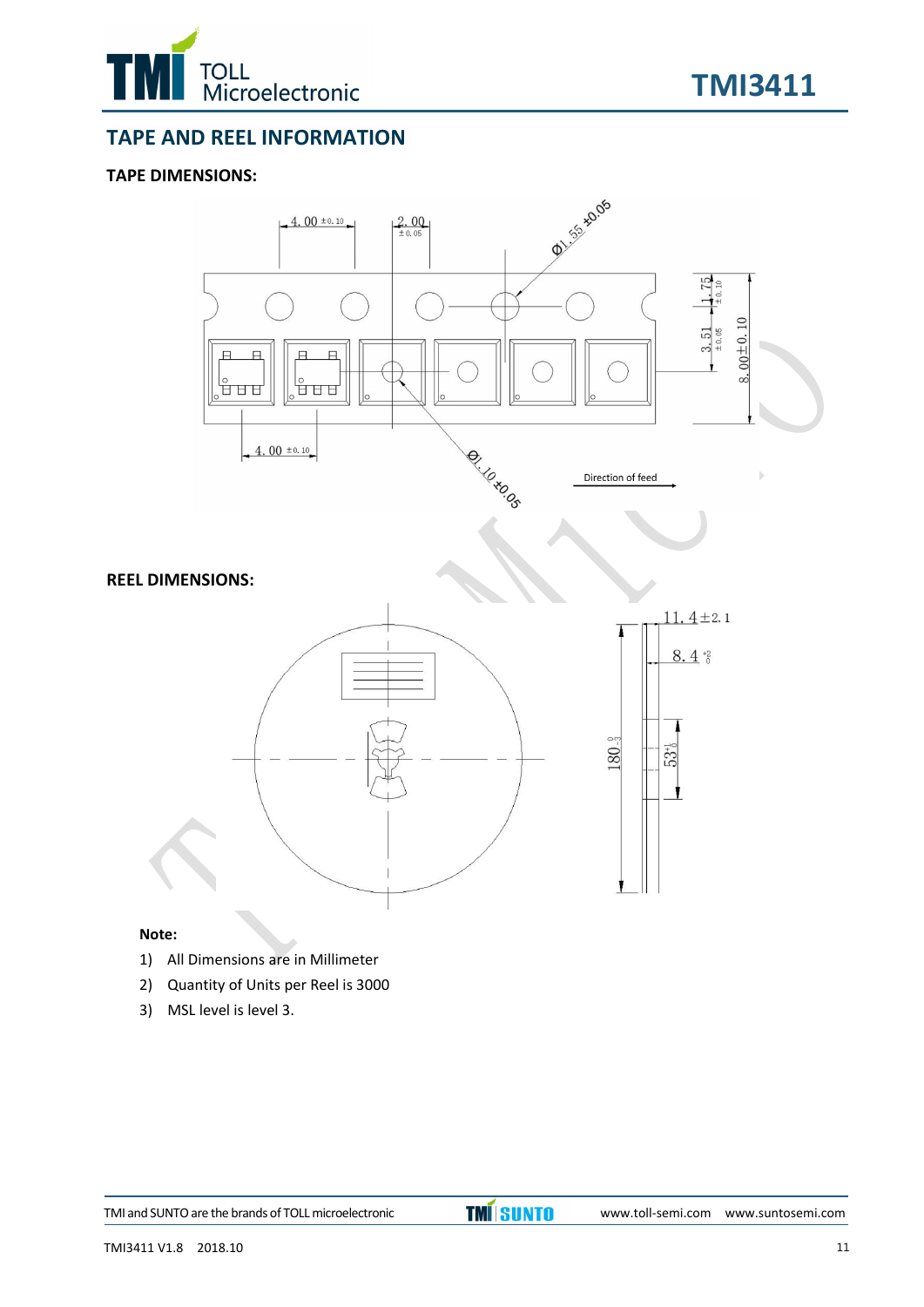## TAPE AND REEL INFORMATION

### TAPE DIMENSIONS:

4.00 ±0.10

2.00 ±0.05

Ø1.55 ±0.05

1.75 ±0.10

3.51 ±0.05

8.00±0.10

4.00 ±0.10

Ø1.10 ±0.05

Direction of feed

### REEL DIMENSIONS:

11.4±2.1

8.4 +2 0

180 0 -3

53 +1 0

**Note:**

1) All Dimensions are in Millimeter
2) Quantity of Units per Reel is 3000
3) MSL level is level 3.